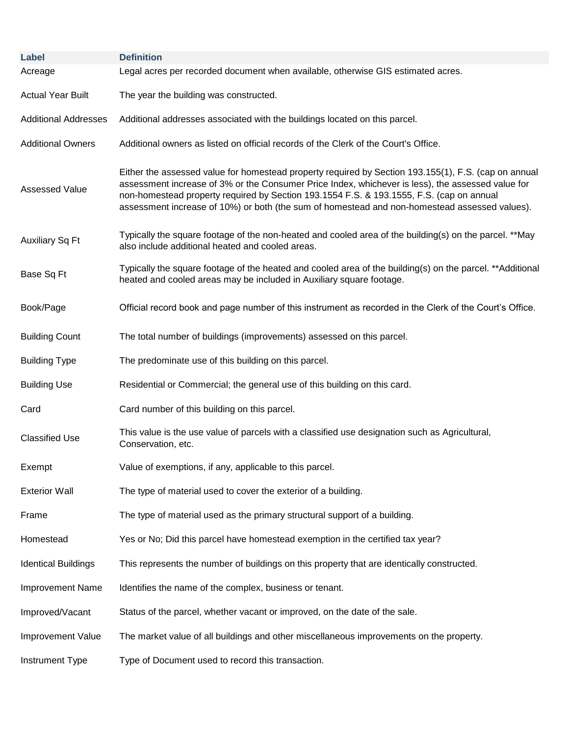| Label | Definition |
| --- | --- |
| Acreage | Legal acres per recorded document when available, otherwise GIS estimated acres. |
| Actual Year Built | The year the building was constructed. |
| Additional Addresses | Additional addresses associated with the buildings located on this parcel. |
| Additional Owners | Additional owners as listed on official records of the Clerk of the Court's Office. |
| Assessed Value | Either the assessed value for homestead property required by Section 193.155(1), F.S. (cap on annual assessment increase of 3% or the Consumer Price Index, whichever is less), the assessed value for non-homestead property required by Section 193.1554 F.S. & 193.1555, F.S. (cap on annual assessment increase of 10%) or both (the sum of homestead and non-homestead assessed values). |
| Auxiliary Sq Ft | Typically the square footage of the non-heated and cooled area of the building(s) on the parcel. **May also include additional heated and cooled areas. |
| Base Sq Ft | Typically the square footage of the heated and cooled area of the building(s) on the parcel. **Additional heated and cooled areas may be included in Auxiliary square footage. |
| Book/Page | Official record book and page number of this instrument as recorded in the Clerk of the Court's Office. |
| Building Count | The total number of buildings (improvements) assessed on this parcel. |
| Building Type | The predominate use of this building on this parcel. |
| Building Use | Residential or Commercial; the general use of this building on this card. |
| Card | Card number of this building on this parcel. |
| Classified Use | This value is the use value of parcels with a classified use designation such as Agricultural, Conservation, etc. |
| Exempt | Value of exemptions, if any, applicable to this parcel. |
| Exterior Wall | The type of material used to cover the exterior of a building. |
| Frame | The type of material used as the primary structural support of a building. |
| Homestead | Yes or No; Did this parcel have homestead exemption in the certified tax year? |
| Identical Buildings | This represents the number of buildings on this property that are identically constructed. |
| Improvement Name | Identifies the name of the complex, business or tenant. |
| Improved/Vacant | Status of the parcel, whether vacant or improved, on the date of the sale. |
| Improvement Value | The market value of all buildings and other miscellaneous improvements on the property. |
| Instrument Type | Type of Document used to record this transaction. |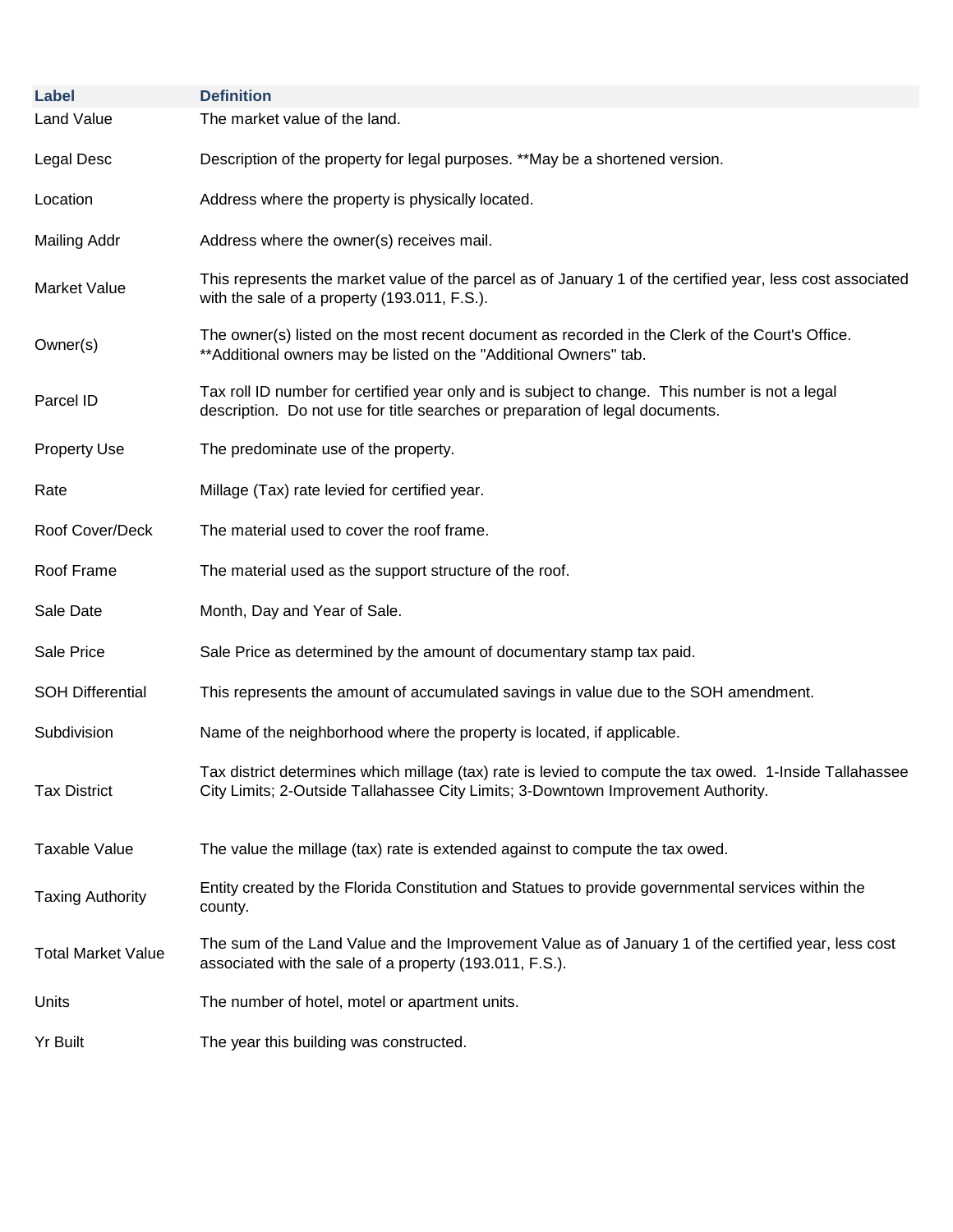| Label | Definition |
| --- | --- |
| Land Value | The market value of the land. |
| Legal Desc | Description of the property for legal purposes. **May be a shortened version. |
| Location | Address where the property is physically located. |
| Mailing Addr | Address where the owner(s) receives mail. |
| Market Value | This represents the market value of the parcel as of January 1 of the certified year, less cost associated with the sale of a property (193.011, F.S.). |
| Owner(s) | The owner(s) listed on the most recent document as recorded in the Clerk of the Court's Office. **Additional owners may be listed on the "Additional Owners" tab. |
| Parcel ID | Tax roll ID number for certified year only and is subject to change. This number is not a legal description. Do not use for title searches or preparation of legal documents. |
| Property Use | The predominate use of the property. |
| Rate | Millage (Tax) rate levied for certified year. |
| Roof Cover/Deck | The material used to cover the roof frame. |
| Roof Frame | The material used as the support structure of the roof. |
| Sale Date | Month, Day and Year of Sale. |
| Sale Price | Sale Price as determined by the amount of documentary stamp tax paid. |
| SOH Differential | This represents the amount of accumulated savings in value due to the SOH amendment. |
| Subdivision | Name of the neighborhood where the property is located, if applicable. |
| Tax District | Tax district determines which millage (tax) rate is levied to compute the tax owed. 1-Inside Tallahassee City Limits; 2-Outside Tallahassee City Limits; 3-Downtown Improvement Authority. |
| Taxable Value | The value the millage (tax) rate is extended against to compute the tax owed. |
| Taxing Authority | Entity created by the Florida Constitution and Statues to provide governmental services within the county. |
| Total Market Value | The sum of the Land Value and the Improvement Value as of January 1 of the certified year, less cost associated with the sale of a property (193.011, F.S.). |
| Units | The number of hotel, motel or apartment units. |
| Yr Built | The year this building was constructed. |